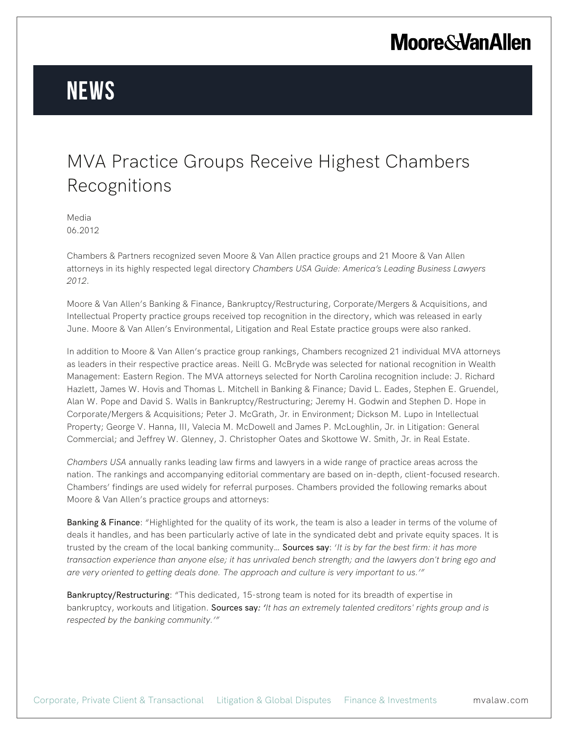# NEWS

## MVA Practice Groups Receive Highest Chambers Recognitions

Media
06.2012

Chambers & Partners recognized seven Moore & Van Allen practice groups and 21 Moore & Van Allen attorneys in its highly respected legal directory *Chambers USA Guide: America's Leading Business Lawyers 2012*.

Moore & Van Allen's Banking & Finance, Bankruptcy/Restructuring, Corporate/Mergers & Acquisitions, and Intellectual Property practice groups received top recognition in the directory, which was released in early June. Moore & Van Allen's Environmental, Litigation and Real Estate practice groups were also ranked.

In addition to Moore & Van Allen's practice group rankings, Chambers recognized 21 individual MVA attorneys as leaders in their respective practice areas. Neill G. McBryde was selected for national recognition in Wealth Management: Eastern Region. The MVA attorneys selected for North Carolina recognition include: J. Richard Hazlett, James W. Hovis and Thomas L. Mitchell in Banking & Finance; David L. Eades, Stephen E. Gruendel, Alan W. Pope and David S. Walls in Bankruptcy/Restructuring; Jeremy H. Godwin and Stephen D. Hope in Corporate/Mergers & Acquisitions; Peter J. McGrath, Jr. in Environment; Dickson M. Lupo in Intellectual Property; George V. Hanna, III, Valecia M. McDowell and James P. McLoughlin, Jr. in Litigation: General Commercial; and Jeffrey W. Glenney, J. Christopher Oates and Skottowe W. Smith, Jr. in Real Estate.

*Chambers USA* annually ranks leading law firms and lawyers in a wide range of practice areas across the nation. The rankings and accompanying editorial commentary are based on in-depth, client-focused research. Chambers' findings are used widely for referral purposes. Chambers provided the following remarks about Moore & Van Allen's practice groups and attorneys:

**Banking & Finance**: "Highlighted for the quality of its work, the team is also a leader in terms of the volume of deals it handles, and has been particularly active of late in the syndicated debt and private equity spaces. It is trusted by the cream of the local banking community… **Sources say**: *'It is by far the best firm: it has more transaction experience than anyone else; it has unrivaled bench strength; and the lawyers don't bring ego and are very oriented to getting deals done. The approach and culture is very important to us.'"*

**Bankruptcy/Restructuring**: "This dedicated, 15-strong team is noted for its breadth of expertise in bankruptcy, workouts and litigation. **Sources say**: *'It has an extremely talented creditors' rights group and is respected by the banking community.'"*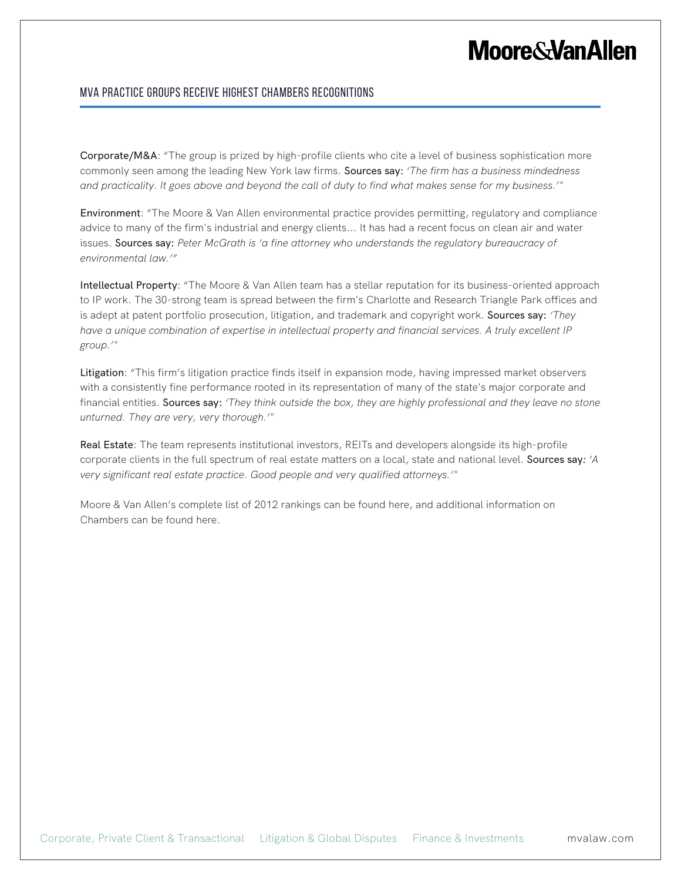**Corporate/M&A**: "The group is prized by high-profile clients who cite a level of business sophistication more commonly seen among the leading New York law firms. **Sources say:** *'The firm has a business mindedness and practicality. It goes above and beyond the call of duty to find what makes sense for my business.'"*

**Environment**: "The Moore & Van Allen environmental practice provides permitting, regulatory and compliance advice to many of the firm's industrial and energy clients… It has had a recent focus on clean air and water issues. **Sources say:** *Peter McGrath is 'a fine attorney who understands the regulatory bureaucracy of environmental law.'"*

**Intellectual Property**: "The Moore & Van Allen team has a stellar reputation for its business-oriented approach to IP work. The 30-strong team is spread between the firm's Charlotte and Research Triangle Park offices and is adept at patent portfolio prosecution, litigation, and trademark and copyright work. **Sources say:** *'They have a unique combination of expertise in intellectual property and financial services. A truly excellent IP group.'"*

**Litigation**: "This firm's litigation practice finds itself in expansion mode, having impressed market observers with a consistently fine performance rooted in its representation of many of the state's major corporate and financial entities. **Sources say:** *'They think outside the box, they are highly professional and they leave no stone unturned. They are very, very thorough.'"*

**Real Estate**: The team represents institutional investors, REITs and developers alongside its high-profile corporate clients in the full spectrum of real estate matters on a local, state and national level. **Sources say:** *'A very significant real estate practice. Good people and very qualified attorneys.'"*

Moore & Van Allen's complete list of 2012 rankings can be found here, and additional information on Chambers can be found here.